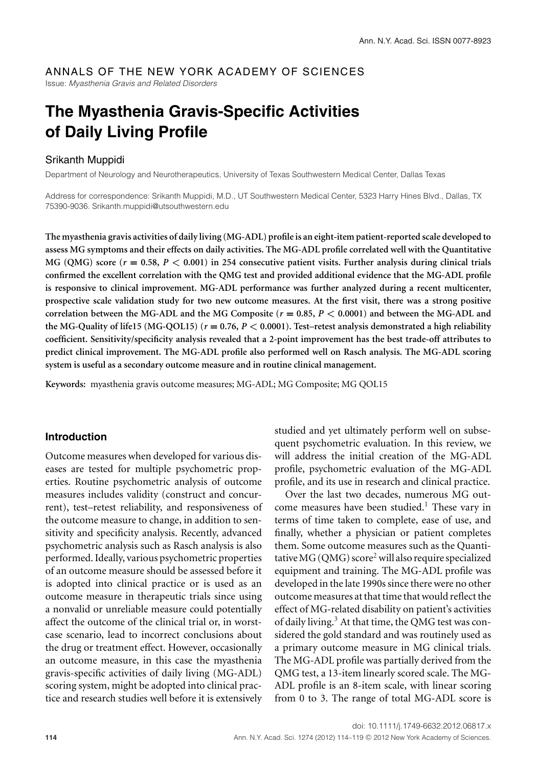ANNALS OF THE NEW YORK ACADEMY OF SCIENCES

Issue: *Myasthenia Gravis and Related Disorders*

# The Myasthenia Gravis-Specific Activities of Daily Living Profile

Srikanth Muppidi

Department of Neurology and Neurotherapeutics, University of Texas Southwestern Medical Center, Dallas Texas

Address for correspondence: Srikanth Muppidi, M.D., UT Southwestern Medical Center, 5323 Harry Hines Blvd., Dallas, TX 75390-9036. Srikanth.muppidi@utsouthwestern.edu

**The myasthenia gravis activities of daily living (MG-ADL) profile is an eight-item patient-reported scale developed to assess MG symptoms and their effects on daily activities. The MG-ADL profile correlated well with the Quantitative MG (QMG) score ($r = 0.58$, $P < 0.001$) in 254 consecutive patient visits. Further analysis during clinical trials confirmed the excellent correlation with the QMG test and provided additional evidence that the MG-ADL profile is responsive to clinical improvement. MG-ADL performance was further analyzed during a recent multicenter, prospective scale validation study for two new outcome measures. At the first visit, there was a strong positive correlation between the MG-ADL and the MG Composite ($r = 0.85$, $P < 0.0001$) and between the MG-ADL and the MG-Quality of life15 (MG-QOL15) ($r = 0.76$, $P < 0.0001$). Test–retest analysis demonstrated a high reliability coefficient. Sensitivity/specificity analysis revealed that a 2-point improvement has the best trade-off attributes to predict clinical improvement. The MG-ADL profile also performed well on Rasch analysis. The MG-ADL scoring system is useful as a secondary outcome measure and in routine clinical management.**

**Keywords:** myasthenia gravis outcome measures; MG-ADL; MG Composite; MG QOL15

## Introduction

Outcome measures when developed for various diseases are tested for multiple psychometric properties. Routine psychometric analysis of outcome measures includes validity (construct and concurrent), test–retest reliability, and responsiveness of the outcome measure to change, in addition to sensitivity and specificity analysis. Recently, advanced psychometric analysis such as Rasch analysis is also performed. Ideally, various psychometric properties of an outcome measure should be assessed before it is adopted into clinical practice or is used as an outcome measure in therapeutic trials since using a nonvalid or unreliable measure could potentially affect the outcome of the clinical trial or, in worst-case scenario, lead to incorrect conclusions about the drug or treatment effect. However, occasionally an outcome measure, in this case the myasthenia gravis-specific activities of daily living (MG-ADL) scoring system, might be adopted into clinical practice and research studies well before it is extensively studied and yet ultimately perform well on subsequent psychometric evaluation. In this review, we will address the initial creation of the MG-ADL profile, psychometric evaluation of the MG-ADL profile, and its use in research and clinical practice.

Over the last two decades, numerous MG outcome measures have been studied.[1] These vary in terms of time taken to complete, ease of use, and finally, whether a physician or patient completes them. Some outcome measures such as the Quantitative MG (QMG) score[2] will also require specialized equipment and training. The MG-ADL profile was developed in the late 1990s since there were no other outcome measures at that time that would reflect the effect of MG-related disability on patient's activities of daily living.[3] At that time, the QMG test was considered the gold standard and was routinely used as a primary outcome measure in MG clinical trials. The MG-ADL profile was partially derived from the QMG test, a 13-item linearly scored scale. The MG-ADL profile is an 8-item scale, with linear scoring from 0 to 3. The range of total MG-ADL score is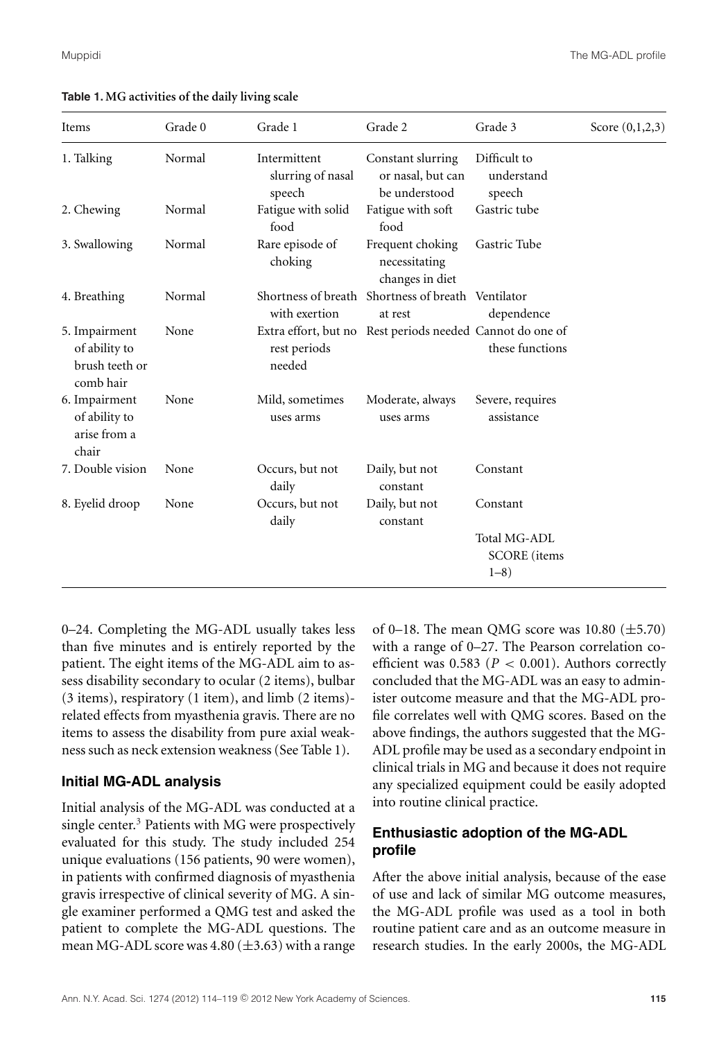**Table 1. MG activities of the daily living scale**

| Items | Grade 0 | Grade 1 | Grade 2 | Grade 3 | Score (0,1,2,3) |
|---|---|---|---|---|---|
| 1. Talking | Normal | Intermittent slurring of nasal speech | Constant slurring or nasal, but can be understood | Difficult to understand speech | |
| 2. Chewing | Normal | Fatigue with solid food | Fatigue with soft food | Gastric tube | |
| 3. Swallowing | Normal | Rare episode of choking | Frequent choking necessitating changes in diet | Gastric Tube | |
| 4. Breathing | Normal | Shortness of breath with exertion | Shortness of breath at rest | Ventilator dependence | |
| 5. Impairment of ability to brush teeth or comb hair | None | Extra effort, but no rest periods needed | Rest periods needed | Cannot do one of these functions | |
| 6. Impairment of ability to arise from a chair | None | Mild, sometimes uses arms | Moderate, always uses arms | Severe, requires assistance | |
| 7. Double vision | None | Occurs, but not daily | Daily, but not constant | Constant | |
| 8. Eyelid droop | None | Occurs, but not daily | Daily, but not constant | Constant | |
| | | | | Total MG-ADL SCORE (items 1–8) | |

0–24. Completing the MG-ADL usually takes less than five minutes and is entirely reported by the patient. The eight items of the MG-ADL aim to assess disability secondary to ocular (2 items), bulbar (3 items), respiratory (1 item), and limb (2 items)-related effects from myasthenia gravis. There are no items to assess the disability from pure axial weakness such as neck extension weakness (See Table 1).

## Initial MG-ADL analysis

Initial analysis of the MG-ADL was conducted at a single center.[3] Patients with MG were prospectively evaluated for this study. The study included 254 unique evaluations (156 patients, 90 were women), in patients with confirmed diagnosis of myasthenia gravis irrespective of clinical severity of MG. A single examiner performed a QMG test and asked the patient to complete the MG-ADL questions. The mean MG-ADL score was 4.80 ($\pm$3.63) with a range of 0–18. The mean QMG score was 10.80 ($\pm$5.70) with a range of 0–27. The Pearson correlation coefficient was 0.583 ($P < 0.001$). Authors correctly concluded that the MG-ADL was an easy to administer outcome measure and that the MG-ADL profile correlates well with QMG scores. Based on the above findings, the authors suggested that the MG-ADL profile may be used as a secondary endpoint in clinical trials in MG and because it does not require any specialized equipment could be easily adopted into routine clinical practice.

## Enthusiastic adoption of the MG-ADL profile

After the above initial analysis, because of the ease of use and lack of similar MG outcome measures, the MG-ADL profile was used as a tool in both routine patient care and as an outcome measure in research studies. In the early 2000s, the MG-ADL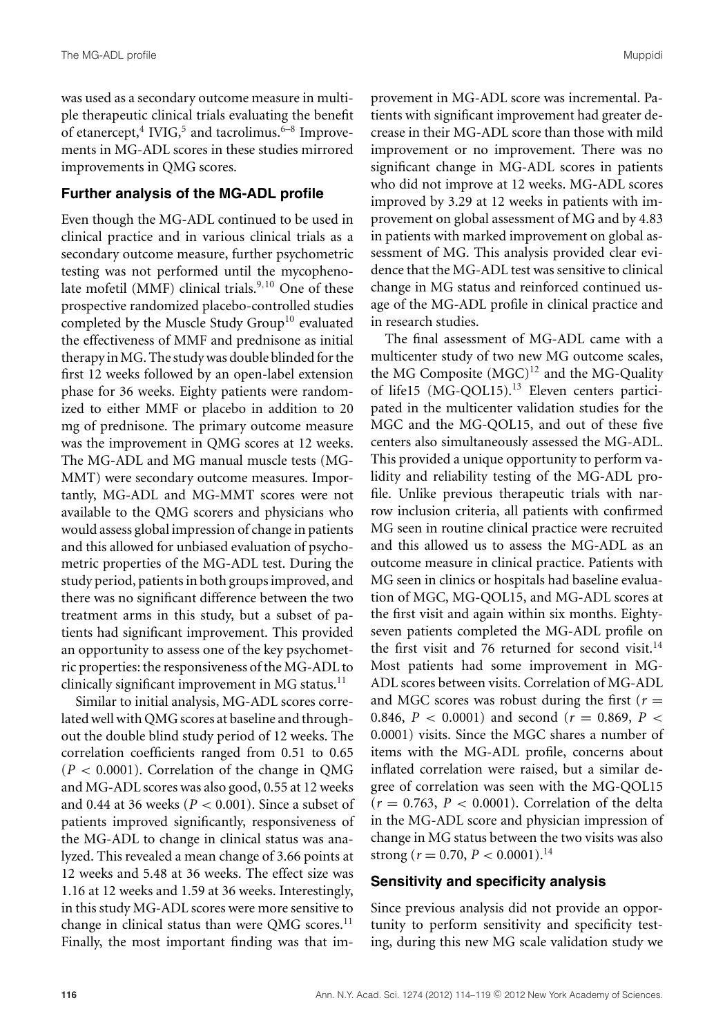was used as a secondary outcome measure in multiple therapeutic clinical trials evaluating the benefit of etanercept,[4] IVIG,[5] and tacrolimus.[6–8] Improvements in MG-ADL scores in these studies mirrored improvements in QMG scores.

## Further analysis of the MG-ADL profile

Even though the MG-ADL continued to be used in clinical practice and in various clinical trials as a secondary outcome measure, further psychometric testing was not performed until the mycophenolate mofetil (MMF) clinical trials.[9,10] One of these prospective randomized placebo-controlled studies completed by the Muscle Study Group[10] evaluated the effectiveness of MMF and prednisone as initial therapy in MG. The study was double blinded for the first 12 weeks followed by an open-label extension phase for 36 weeks. Eighty patients were randomized to either MMF or placebo in addition to 20 mg of prednisone. The primary outcome measure was the improvement in QMG scores at 12 weeks. The MG-ADL and MG manual muscle tests (MG-MMT) were secondary outcome measures. Importantly, MG-ADL and MG-MMT scores were not available to the QMG scorers and physicians who would assess global impression of change in patients and this allowed for unbiased evaluation of psychometric properties of the MG-ADL test. During the study period, patients in both groups improved, and there was no significant difference between the two treatment arms in this study, but a subset of patients had significant improvement. This provided an opportunity to assess one of the key psychometric properties: the responsiveness of the MG-ADL to clinically significant improvement in MG status.[11]

Similar to initial analysis, MG-ADL scores correlated well with QMG scores at baseline and throughout the double blind study period of 12 weeks. The correlation coefficients ranged from 0.51 to 0.65 ($P < 0.0001$). Correlation of the change in QMG and MG-ADL scores was also good, 0.55 at 12 weeks and 0.44 at 36 weeks ($P < 0.001$). Since a subset of patients improved significantly, responsiveness of the MG-ADL to change in clinical status was analyzed. This revealed a mean change of 3.66 points at 12 weeks and 5.48 at 36 weeks. The effect size was 1.16 at 12 weeks and 1.59 at 36 weeks. Interestingly, in this study MG-ADL scores were more sensitive to change in clinical status than were QMG scores.[11] Finally, the most important finding was that improvement in MG-ADL score was incremental. Patients with significant improvement had greater decrease in their MG-ADL score than those with mild improvement or no improvement. There was no significant change in MG-ADL scores in patients who did not improve at 12 weeks. MG-ADL scores improved by 3.29 at 12 weeks in patients with improvement on global assessment of MG and by 4.83 in patients with marked improvement on global assessment of MG. This analysis provided clear evidence that the MG-ADL test was sensitive to clinical change in MG status and reinforced continued usage of the MG-ADL profile in clinical practice and in research studies.

The final assessment of MG-ADL came with a multicenter study of two new MG outcome scales, the MG Composite (MGC)[12] and the MG-Quality of life15 (MG-QOL15).[13] Eleven centers participated in the multicenter validation studies for the MGC and the MG-QOL15, and out of these five centers also simultaneously assessed the MG-ADL. This provided a unique opportunity to perform validity and reliability testing of the MG-ADL profile. Unlike previous therapeutic trials with narrow inclusion criteria, all patients with confirmed MG seen in routine clinical practice were recruited and this allowed us to assess the MG-ADL as an outcome measure in clinical practice. Patients with MG seen in clinics or hospitals had baseline evaluation of MGC, MG-QOL15, and MG-ADL scores at the first visit and again within six months. Eighty-seven patients completed the MG-ADL profile on the first visit and 76 returned for second visit.[14] Most patients had some improvement in MG-ADL scores between visits. Correlation of MG-ADL and MGC scores was robust during the first ($r = 0.846$, $P < 0.0001$) and second ($r = 0.869$, $P < 0.0001$) visits. Since the MGC shares a number of items with the MG-ADL profile, concerns about inflated correlation were raised, but a similar degree of correlation was seen with the MG-QOL15 ($r = 0.763$, $P < 0.0001$). Correlation of the delta in the MG-ADL score and physician impression of change in MG status between the two visits was also strong ($r = 0.70$, $P < 0.0001$).[14]

## Sensitivity and specificity analysis

Since previous analysis did not provide an opportunity to perform sensitivity and specificity testing, during this new MG scale validation study we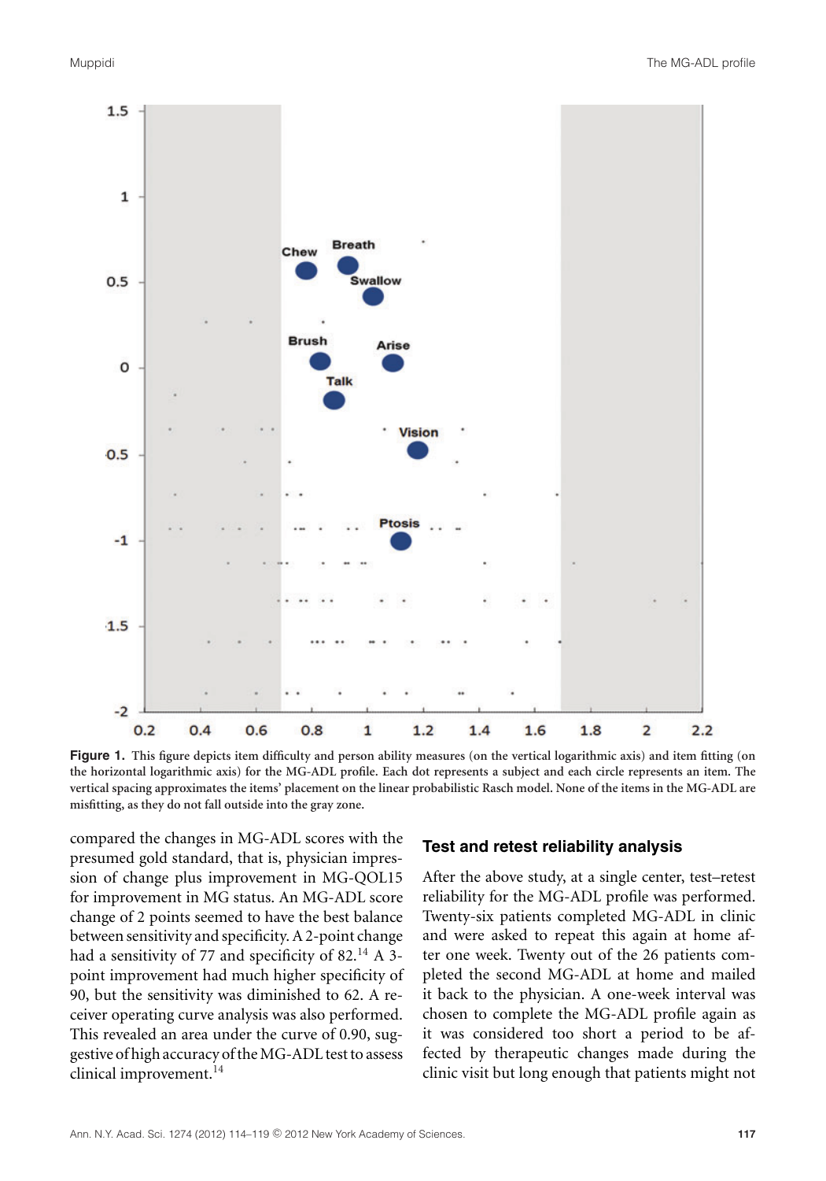**Figure 1.** This figure depicts item difficulty and person ability measures (on the vertical logarithmic axis) and item fitting (on the horizontal logarithmic axis) for the MG-ADL profile. Each dot represents a subject and each circle represents an item. The vertical spacing approximates the items' placement on the linear probabilistic Rasch model. None of the items in the MG-ADL are misfitting, as they do not fall outside into the gray zone.

compared the changes in MG-ADL scores with the presumed gold standard, that is, physician impression of change plus improvement in MG-QOL15 for improvement in MG status. An MG-ADL score change of 2 points seemed to have the best balance between sensitivity and specificity. A 2-point change had a sensitivity of 77 and specificity of 82.[14] A 3-point improvement had much higher specificity of 90, but the sensitivity was diminished to 62. A receiver operating curve analysis was also performed. This revealed an area under the curve of 0.90, suggestive of high accuracy of the MG-ADL test to assess clinical improvement.[14]

### Test and retest reliability analysis

After the above study, at a single center, test–retest reliability for the MG-ADL profile was performed. Twenty-six patients completed MG-ADL in clinic and were asked to repeat this again at home after one week. Twenty out of the 26 patients completed the second MG-ADL at home and mailed it back to the physician. A one-week interval was chosen to complete the MG-ADL profile again as it was considered too short a period to be affected by therapeutic changes made during the clinic visit but long enough that patients might not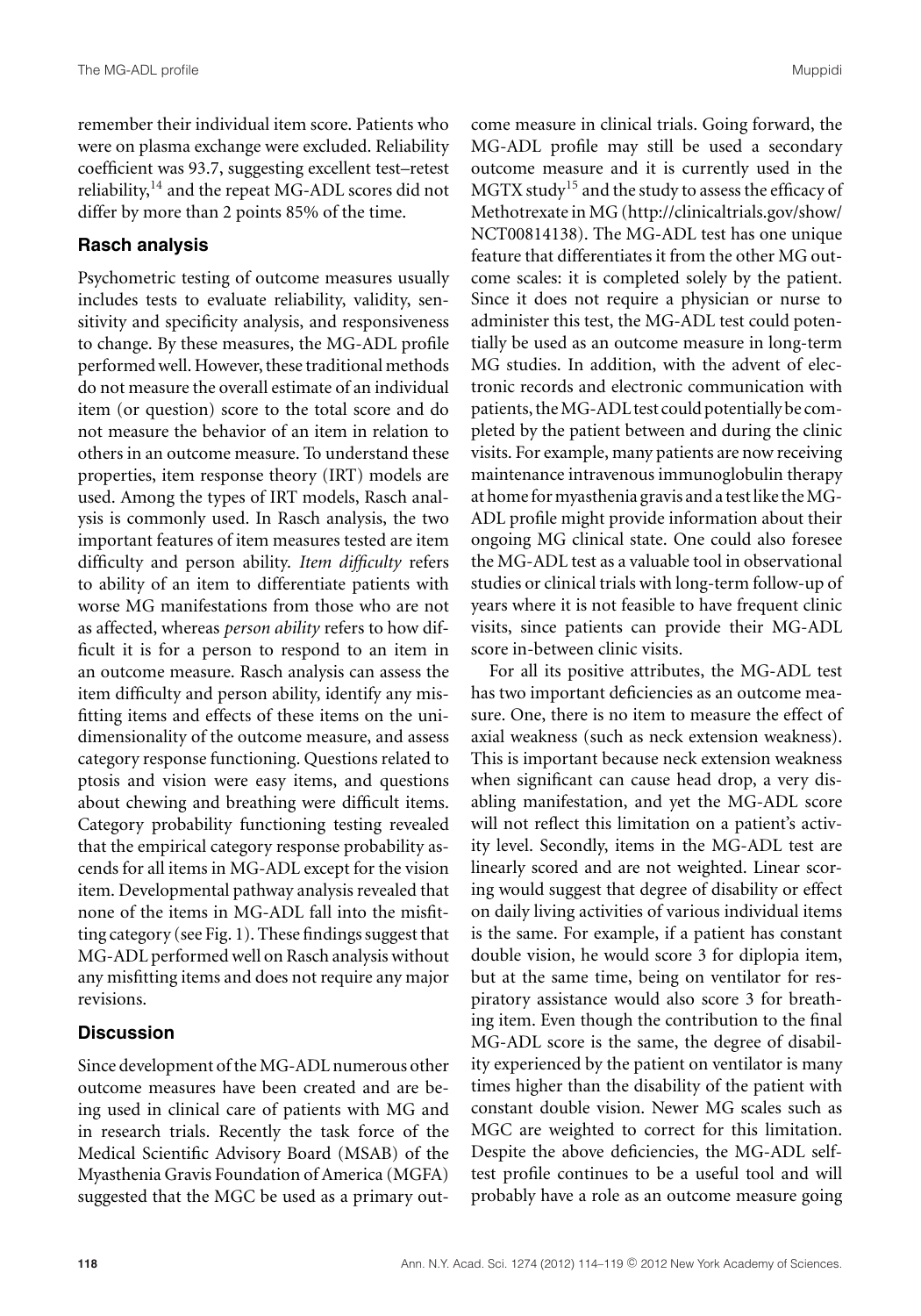remember their individual item score. Patients who were on plasma exchange were excluded. Reliability coefficient was 93.7, suggesting excellent test–retest reliability,[14] and the repeat MG-ADL scores did not differ by more than 2 points 85% of the time.

### Rasch analysis

Psychometric testing of outcome measures usually includes tests to evaluate reliability, validity, sensitivity and specificity analysis, and responsiveness to change. By these measures, the MG-ADL profile performed well. However, these traditional methods do not measure the overall estimate of an individual item (or question) score to the total score and do not measure the behavior of an item in relation to others in an outcome measure. To understand these properties, item response theory (IRT) models are used. Among the types of IRT models, Rasch analysis is commonly used. In Rasch analysis, the two important features of item measures tested are item difficulty and person ability. *Item difficulty* refers to ability of an item to differentiate patients with worse MG manifestations from those who are not as affected, whereas *person ability* refers to how difficult it is for a person to respond to an item in an outcome measure. Rasch analysis can assess the item difficulty and person ability, identify any misfitting items and effects of these items on the unidimensionality of the outcome measure, and assess category response functioning. Questions related to ptosis and vision were easy items, and questions about chewing and breathing were difficult items. Category probability functioning testing revealed that the empirical category response probability ascends for all items in MG-ADL except for the vision item. Developmental pathway analysis revealed that none of the items in MG-ADL fall into the misfitting category (see Fig. 1). These findings suggest that MG-ADL performed well on Rasch analysis without any misfitting items and does not require any major revisions.

### Discussion

Since development of the MG-ADL numerous other outcome measures have been created and are being used in clinical care of patients with MG and in research trials. Recently the task force of the Medical Scientific Advisory Board (MSAB) of the Myasthenia Gravis Foundation of America (MGFA) suggested that the MGC be used as a primary outcome measure in clinical trials. Going forward, the MG-ADL profile may still be used a secondary outcome measure and it is currently used in the MGTX study[15] and the study to assess the efficacy of Methotrexate in MG (http://clinicaltrials.gov/show/NCT00814138). The MG-ADL test has one unique feature that differentiates it from the other MG outcome scales: it is completed solely by the patient. Since it does not require a physician or nurse to administer this test, the MG-ADL test could potentially be used as an outcome measure in long-term MG studies. In addition, with the advent of electronic records and electronic communication with patients, the MG-ADL test could potentially be completed by the patient between and during the clinic visits. For example, many patients are now receiving maintenance intravenous immunoglobulin therapy at home for myasthenia gravis and a test like the MG-ADL profile might provide information about their ongoing MG clinical state. One could also foresee the MG-ADL test as a valuable tool in observational studies or clinical trials with long-term follow-up of years where it is not feasible to have frequent clinic visits, since patients can provide their MG-ADL score in-between clinic visits.

For all its positive attributes, the MG-ADL test has two important deficiencies as an outcome measure. One, there is no item to measure the effect of axial weakness (such as neck extension weakness). This is important because neck extension weakness when significant can cause head drop, a very disabling manifestation, and yet the MG-ADL score will not reflect this limitation on a patient's activity level. Secondly, items in the MG-ADL test are linearly scored and are not weighted. Linear scoring would suggest that degree of disability or effect on daily living activities of various individual items is the same. For example, if a patient has constant double vision, he would score 3 for diplopia item, but at the same time, being on ventilator for respiratory assistance would also score 3 for breathing item. Even though the contribution to the final MG-ADL score is the same, the degree of disability experienced by the patient on ventilator is many times higher than the disability of the patient with constant double vision. Newer MG scales such as MGC are weighted to correct for this limitation. Despite the above deficiencies, the MG-ADL self-test profile continues to be a useful tool and will probably have a role as an outcome measure going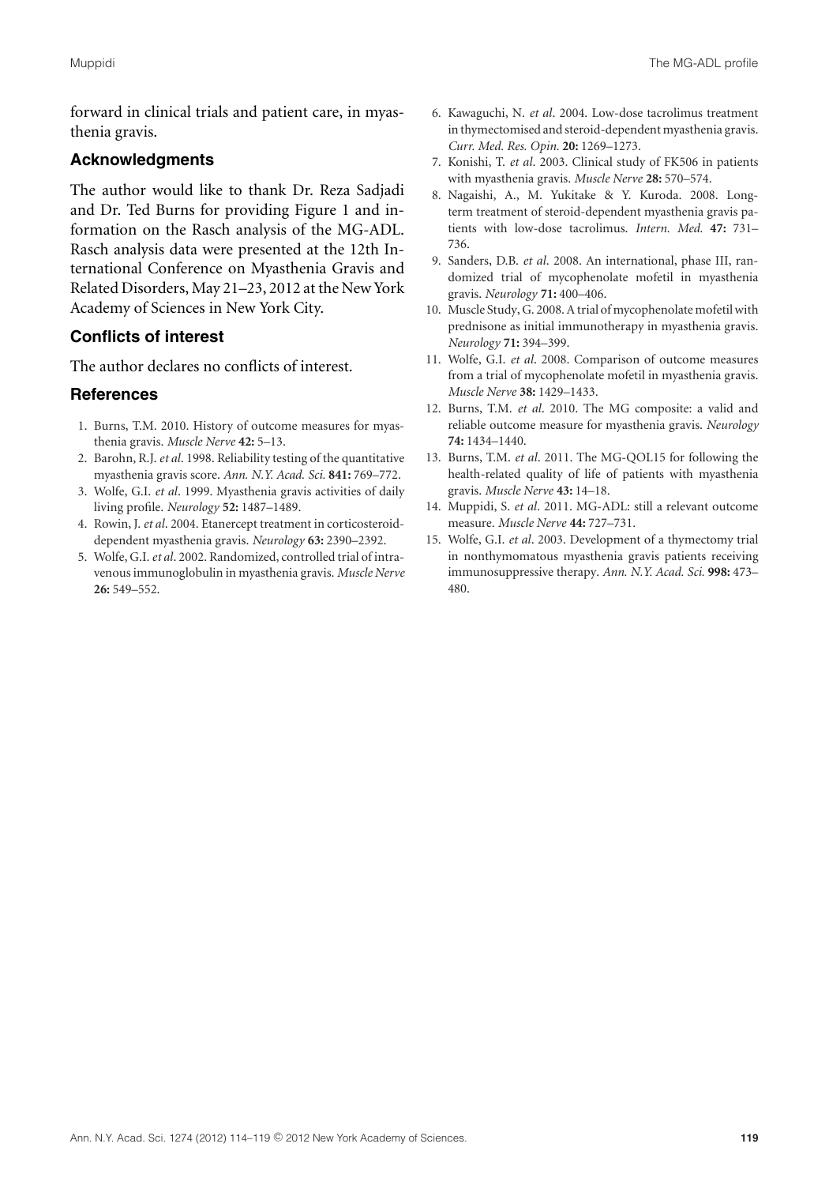forward in clinical trials and patient care, in myasthenia gravis.

## Acknowledgments

The author would like to thank Dr. Reza Sadjadi and Dr. Ted Burns for providing Figure 1 and information on the Rasch analysis of the MG-ADL. Rasch analysis data were presented at the 12th International Conference on Myasthenia Gravis and Related Disorders, May 21–23, 2012 at the New York Academy of Sciences in New York City.

## Conflicts of interest

The author declares no conflicts of interest.

## References

1. Burns, T.M. 2010. History of outcome measures for myasthenia gravis. *Muscle Nerve* **42:** 5–13.
2. Barohn, R.J. *et al*. 1998. Reliability testing of the quantitative myasthenia gravis score. *Ann. N.Y. Acad. Sci.* **841:** 769–772.
3. Wolfe, G.I. *et al*. 1999. Myasthenia gravis activities of daily living profile. *Neurology* **52:** 1487–1489.
4. Rowin, J. *et al*. 2004. Etanercept treatment in corticosteroid-dependent myasthenia gravis. *Neurology* **63:** 2390–2392.
5. Wolfe, G.I. *et al*. 2002. Randomized, controlled trial of intravenous immunoglobulin in myasthenia gravis. *Muscle Nerve* **26:** 549–552.
6. Kawaguchi, N. *et al*. 2004. Low-dose tacrolimus treatment in thymectomised and steroid-dependent myasthenia gravis. *Curr. Med. Res. Opin.* **20:** 1269–1273.
7. Konishi, T. *et al*. 2003. Clinical study of FK506 in patients with myasthenia gravis. *Muscle Nerve* **28:** 570–574.
8. Nagaishi, A., M. Yukitake & Y. Kuroda. 2008. Long-term treatment of steroid-dependent myasthenia gravis patients with low-dose tacrolimus. *Intern. Med.* **47:** 731–736.
9. Sanders, D.B. *et al*. 2008. An international, phase III, randomized trial of mycophenolate mofetil in myasthenia gravis. *Neurology* **71:** 400–406.
10. Muscle Study, G. 2008. A trial of mycophenolate mofetil with prednisone as initial immunotherapy in myasthenia gravis. *Neurology* **71:** 394–399.
11. Wolfe, G.I. *et al*. 2008. Comparison of outcome measures from a trial of mycophenolate mofetil in myasthenia gravis. *Muscle Nerve* **38:** 1429–1433.
12. Burns, T.M. *et al*. 2010. The MG composite: a valid and reliable outcome measure for myasthenia gravis. *Neurology* **74:** 1434–1440.
13. Burns, T.M. *et al*. 2011. The MG-QOL15 for following the health-related quality of life of patients with myasthenia gravis. *Muscle Nerve* **43:** 14–18.
14. Muppidi, S. *et al*. 2011. MG-ADL: still a relevant outcome measure. *Muscle Nerve* **44:** 727–731.
15. Wolfe, G.I. *et al*. 2003. Development of a thymectomy trial in nonthymomatous myasthenia gravis patients receiving immunosuppressive therapy. *Ann. N.Y. Acad. Sci.* **998:** 473–480.